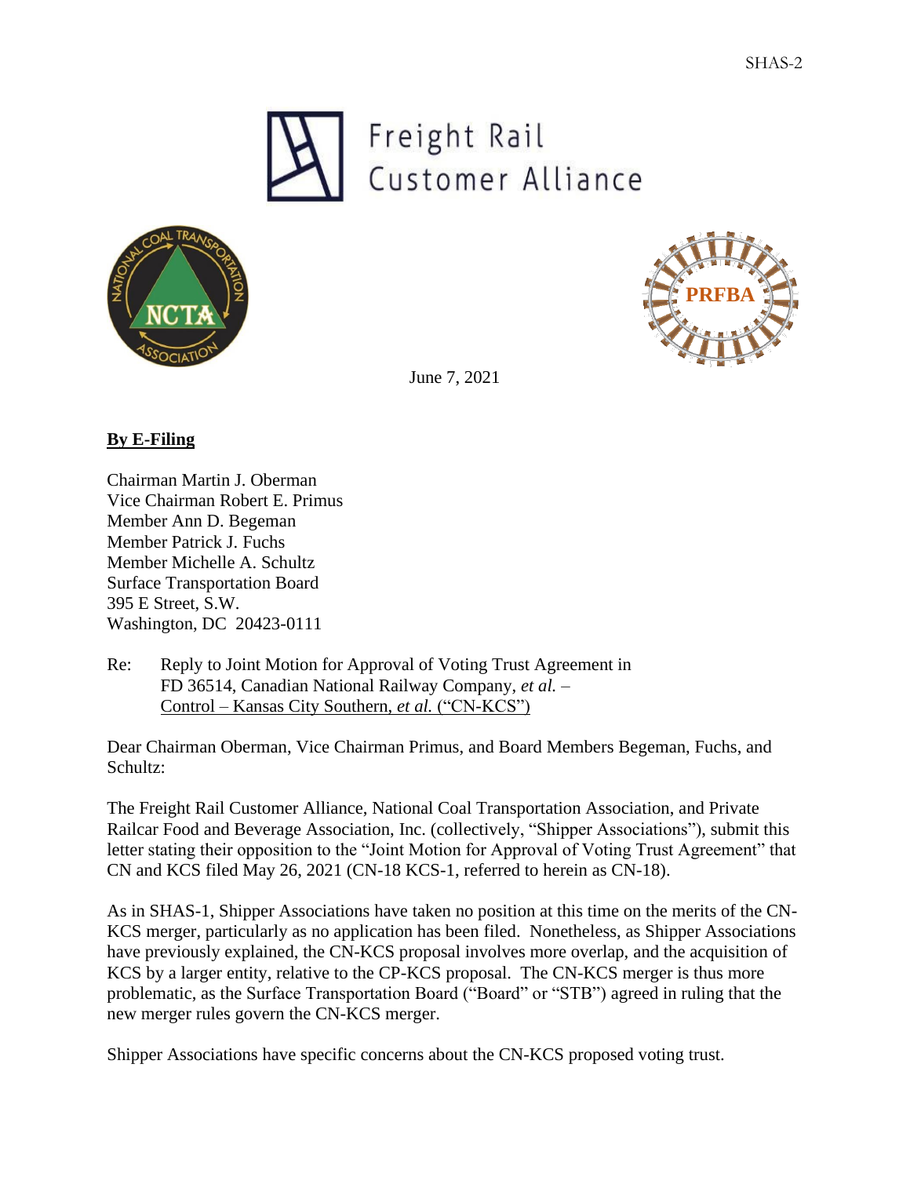SHAS-2

Freight Rail Customer Alliance

June 7, 2021

**By E-Filing**

Chairman Martin J. Oberman
Vice Chairman Robert E. Primus
Member Ann D. Begeman
Member Patrick J. Fuchs
Member Michelle A. Schultz
Surface Transportation Board
395 E Street, S.W.
Washington, DC 20423-0111

Re: Reply to Joint Motion for Approval of Voting Trust Agreement in FD 36514, Canadian National Railway Company, *et al.* – Control – Kansas City Southern, *et al.* ("CN-KCS")

Dear Chairman Oberman, Vice Chairman Primus, and Board Members Begeman, Fuchs, and Schultz:

The Freight Rail Customer Alliance, National Coal Transportation Association, and Private Railcar Food and Beverage Association, Inc. (collectively, "Shipper Associations"), submit this letter stating their opposition to the "Joint Motion for Approval of Voting Trust Agreement" that CN and KCS filed May 26, 2021 (CN-18 KCS-1, referred to herein as CN-18).

As in SHAS-1, Shipper Associations have taken no position at this time on the merits of the CN-KCS merger, particularly as no application has been filed. Nonetheless, as Shipper Associations have previously explained, the CN-KCS proposal involves more overlap, and the acquisition of KCS by a larger entity, relative to the CP-KCS proposal. The CN-KCS merger is thus more problematic, as the Surface Transportation Board ("Board" or "STB") agreed in ruling that the new merger rules govern the CN-KCS merger.

Shipper Associations have specific concerns about the CN-KCS proposed voting trust.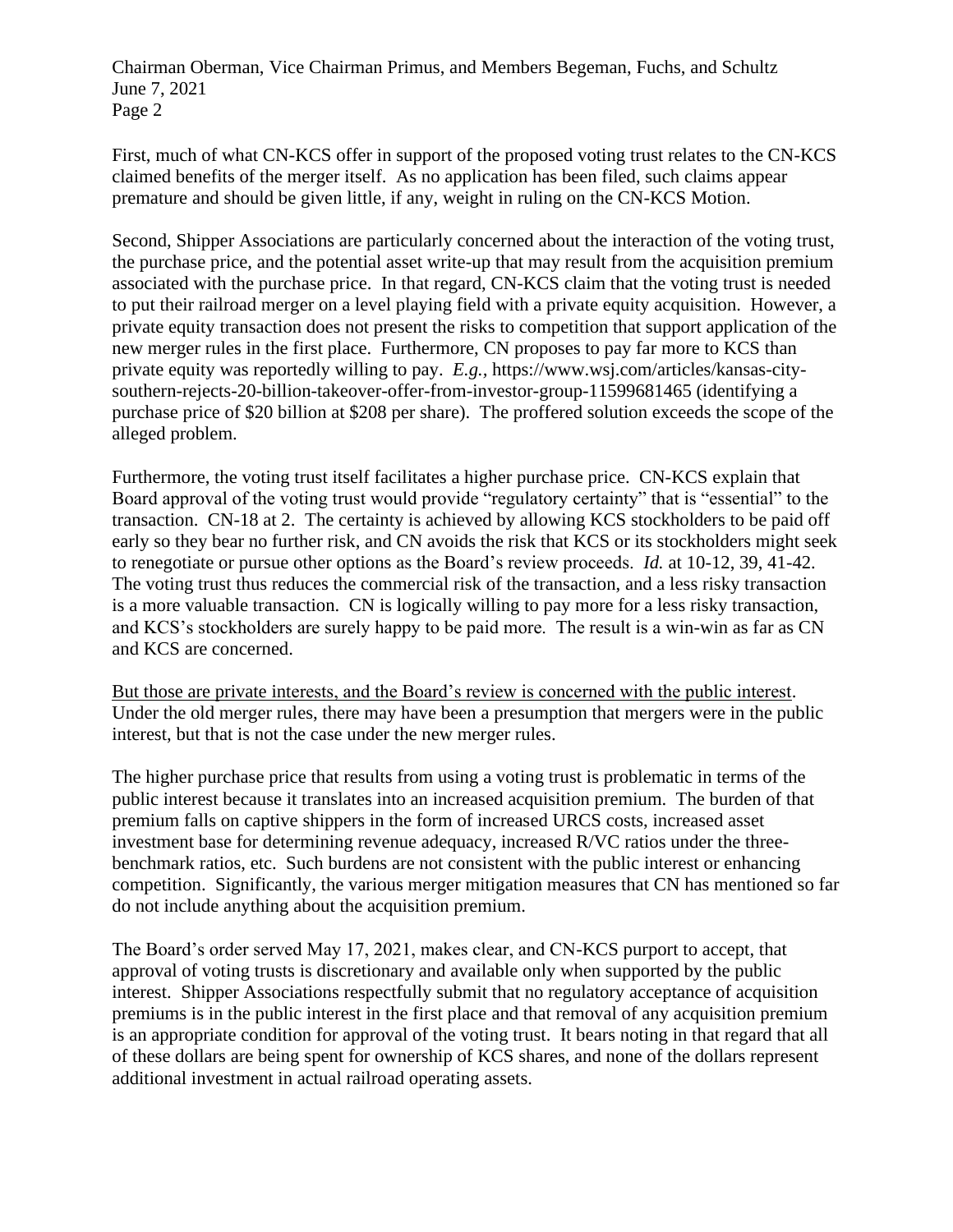First, much of what CN-KCS offer in support of the proposed voting trust relates to the CN-KCS claimed benefits of the merger itself. As no application has been filed, such claims appear premature and should be given little, if any, weight in ruling on the CN-KCS Motion.

Second, Shipper Associations are particularly concerned about the interaction of the voting trust, the purchase price, and the potential asset write-up that may result from the acquisition premium associated with the purchase price. In that regard, CN-KCS claim that the voting trust is needed to put their railroad merger on a level playing field with a private equity acquisition. However, a private equity transaction does not present the risks to competition that support application of the new merger rules in the first place. Furthermore, CN proposes to pay far more to KCS than private equity was reportedly willing to pay. *E.g.*, https://www.wsj.com/articles/kansas-city-southern-rejects-20-billion-takeover-offer-from-investor-group-11599681465 (identifying a purchase price of $20 billion at $208 per share). The proffered solution exceeds the scope of the alleged problem.

Furthermore, the voting trust itself facilitates a higher purchase price. CN-KCS explain that Board approval of the voting trust would provide "regulatory certainty" that is "essential" to the transaction. CN-18 at 2. The certainty is achieved by allowing KCS stockholders to be paid off early so they bear no further risk, and CN avoids the risk that KCS or its stockholders might seek to renegotiate or pursue other options as the Board's review proceeds. *Id.* at 10-12, 39, 41-42. The voting trust thus reduces the commercial risk of the transaction, and a less risky transaction is a more valuable transaction. CN is logically willing to pay more for a less risky transaction, and KCS's stockholders are surely happy to be paid more. The result is a win-win as far as CN and KCS are concerned.

<u>But those are private interests, and the Board's review is concerned with the public interest</u>. Under the old merger rules, there may have been a presumption that mergers were in the public interest, but that is not the case under the new merger rules.

The higher purchase price that results from using a voting trust is problematic in terms of the public interest because it translates into an increased acquisition premium. The burden of that premium falls on captive shippers in the form of increased URCS costs, increased asset investment base for determining revenue adequacy, increased R/VC ratios under the three-benchmark ratios, etc. Such burdens are not consistent with the public interest or enhancing competition. Significantly, the various merger mitigation measures that CN has mentioned so far do not include anything about the acquisition premium.

The Board's order served May 17, 2021, makes clear, and CN-KCS purport to accept, that approval of voting trusts is discretionary and available only when supported by the public interest. Shipper Associations respectfully submit that no regulatory acceptance of acquisition premiums is in the public interest in the first place and that removal of any acquisition premium is an appropriate condition for approval of the voting trust. It bears noting in that regard that all of these dollars are being spent for ownership of KCS shares, and none of the dollars represent additional investment in actual railroad operating assets.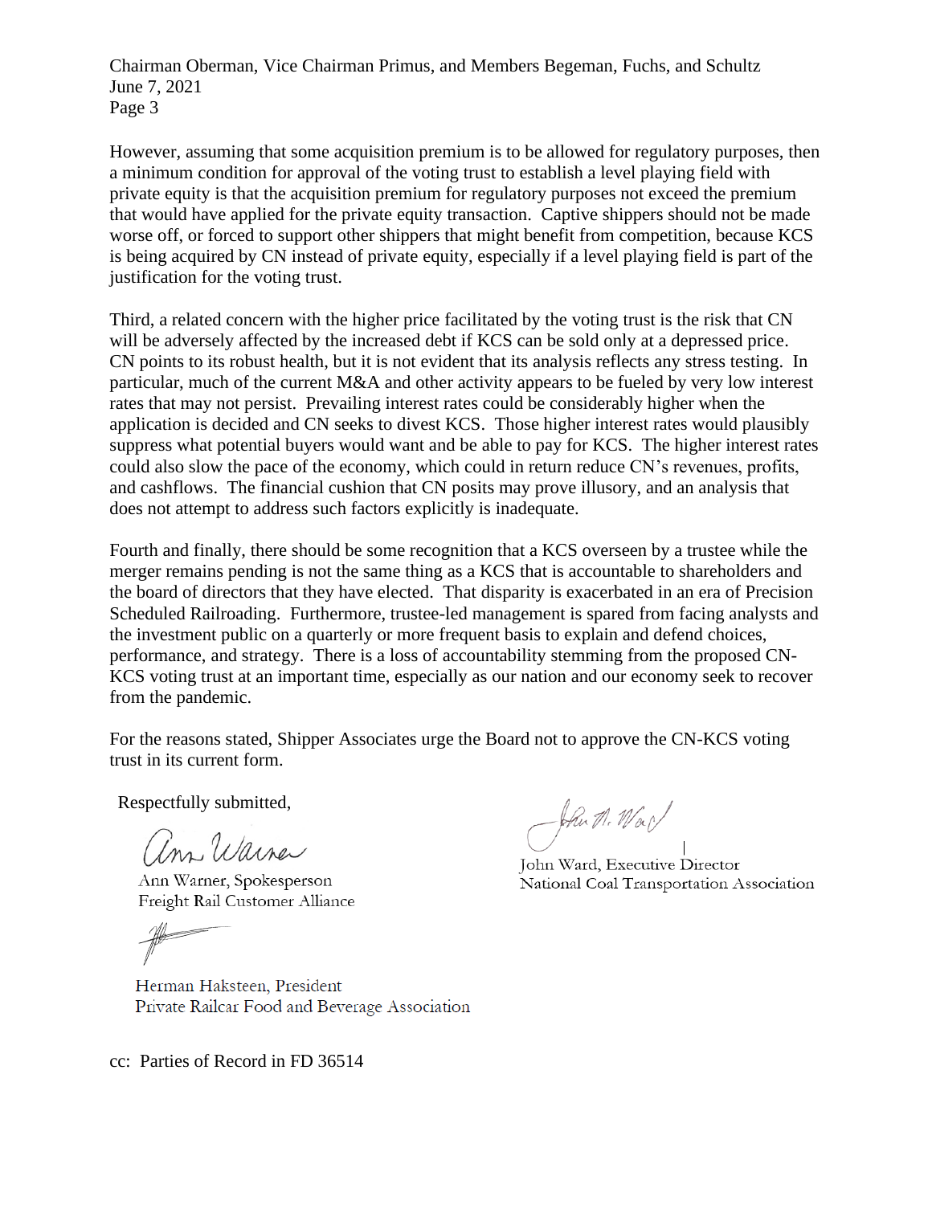However, assuming that some acquisition premium is to be allowed for regulatory purposes, then a minimum condition for approval of the voting trust to establish a level playing field with private equity is that the acquisition premium for regulatory purposes not exceed the premium that would have applied for the private equity transaction. Captive shippers should not be made worse off, or forced to support other shippers that might benefit from competition, because KCS is being acquired by CN instead of private equity, especially if a level playing field is part of the justification for the voting trust.

Third, a related concern with the higher price facilitated by the voting trust is the risk that CN will be adversely affected by the increased debt if KCS can be sold only at a depressed price. CN points to its robust health, but it is not evident that its analysis reflects any stress testing. In particular, much of the current M&A and other activity appears to be fueled by very low interest rates that may not persist. Prevailing interest rates could be considerably higher when the application is decided and CN seeks to divest KCS. Those higher interest rates would plausibly suppress what potential buyers would want and be able to pay for KCS. The higher interest rates could also slow the pace of the economy, which could in return reduce CN's revenues, profits, and cashflows. The financial cushion that CN posits may prove illusory, and an analysis that does not attempt to address such factors explicitly is inadequate.

Fourth and finally, there should be some recognition that a KCS overseen by a trustee while the merger remains pending is not the same thing as a KCS that is accountable to shareholders and the board of directors that they have elected. That disparity is exacerbated in an era of Precision Scheduled Railroading. Furthermore, trustee-led management is spared from facing analysts and the investment public on a quarterly or more frequent basis to explain and defend choices, performance, and strategy. There is a loss of accountability stemming from the proposed CN-KCS voting trust at an important time, especially as our nation and our economy seek to recover from the pandemic.

For the reasons stated, Shipper Associates urge the Board not to approve the CN-KCS voting trust in its current form.

Respectfully submitted,

Ann Warner, Spokesperson
Freight Rail Customer Alliance

John Ward, Executive Director
National Coal Transportation Association

Herman Haksteen, President
Private Railcar Food and Beverage Association

cc: Parties of Record in FD 36514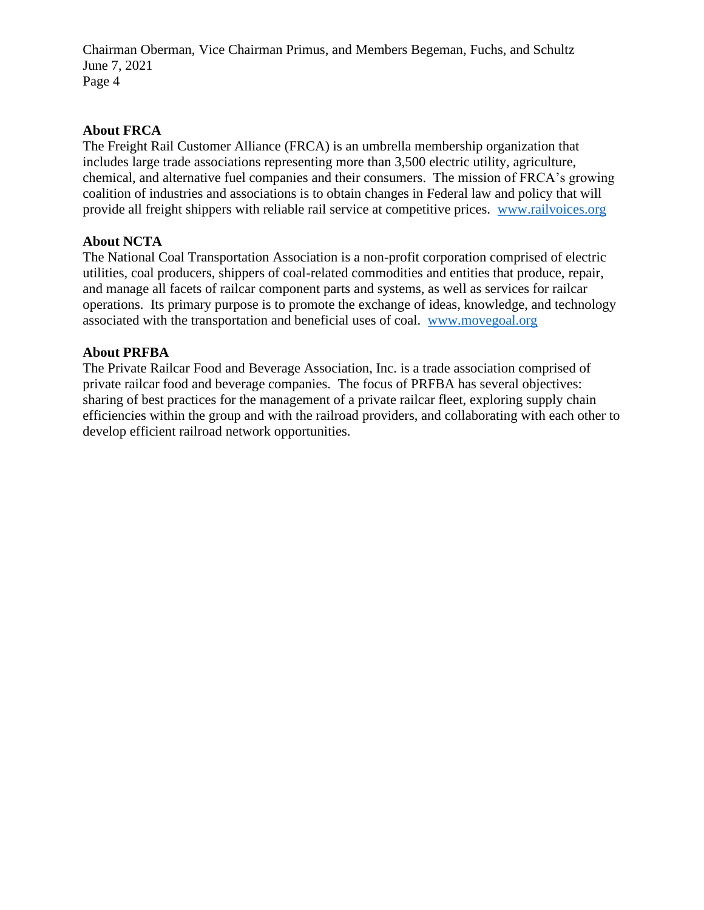**About FRCA**

The Freight Rail Customer Alliance (FRCA) is an umbrella membership organization that includes large trade associations representing more than 3,500 electric utility, agriculture, chemical, and alternative fuel companies and their consumers. The mission of FRCA's growing coalition of industries and associations is to obtain changes in Federal law and policy that will provide all freight shippers with reliable rail service at competitive prices. [www.railvoices.org](www.railvoices.org)

**About NCTA**

The National Coal Transportation Association is a non-profit corporation comprised of electric utilities, coal producers, shippers of coal-related commodities and entities that produce, repair, and manage all facets of railcar component parts and systems, as well as services for railcar operations. Its primary purpose is to promote the exchange of ideas, knowledge, and technology associated with the transportation and beneficial uses of coal. [www.movegoal.org](www.movegoal.org)

**About PRFBA**

The Private Railcar Food and Beverage Association, Inc. is a trade association comprised of private railcar food and beverage companies. The focus of PRFBA has several objectives: sharing of best practices for the management of a private railcar fleet, exploring supply chain efficiencies within the group and with the railroad providers, and collaborating with each other to develop efficient railroad network opportunities.